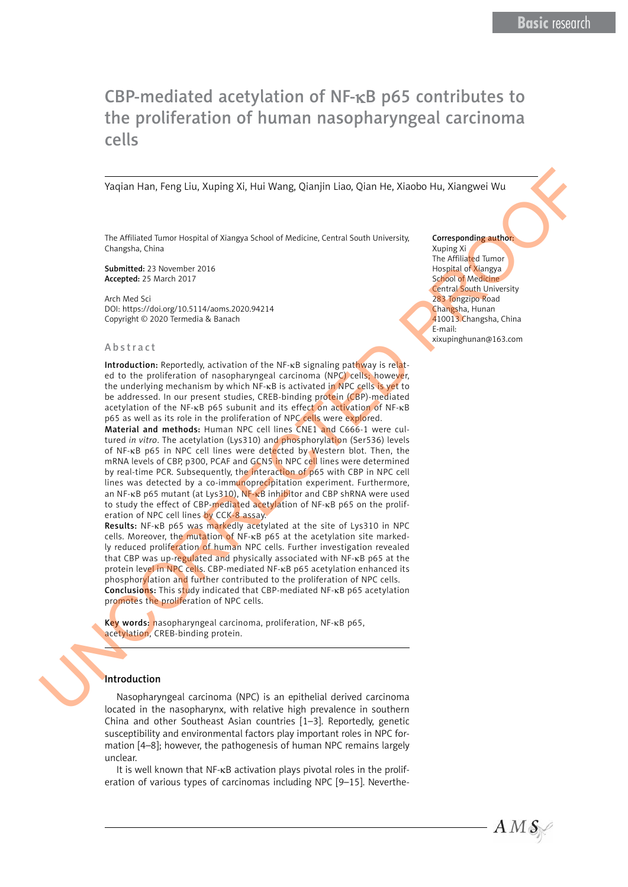# CBP-mediated acetylation of NF-κB p65 contributes to the proliferation of human nasopharyngeal carcinoma cells

Yaqian Han, Feng Liu, Xuping Xi, Hui Wang, Qianjin Liao, Qian He, Xiaobo Hu, Xiangwei Wu

The Affiliated Tumor Hospital of Xiangya School of Medicine, Central South University, Changsha, China

**Submitted:** 23 November 2016
**Accepted:** 25 March 2017

Arch Med Sci
DOI: https://doi.org/10.5114/aoms.2020.94214
Copyright © 2020 Termedia & Banach

**Corresponding author:**
Xuping Xi
The Affiliated Tumor Hospital of Xiangya School of Medicine
Central South University
283 Tongzipo Road
Changsha, Hunan
410013 Changsha, China
E-mail: xixupinghunan@163.com

## Abstract

**Introduction:** Reportedly, activation of the NF-κB signaling pathway is related to the proliferation of nasopharyngeal carcinoma (NPC) cells; however, the underlying mechanism by which NF-κB is activated in NPC cells is yet to be addressed. In our present studies, CREB-binding protein (CBP)-mediated acetylation of the NF-κB p65 subunit and its effect on activation of NF-κB p65 as well as its role in the proliferation of NPC cells were explored.

**Material and methods:** Human NPC cell lines CNE1 and C666-1 were cultured *in vitro*. The acetylation (Lys310) and phosphorylation (Ser536) levels of NF-κB p65 in NPC cell lines were detected by Western blot. Then, the mRNA levels of CBP, p300, PCAF and GCN5 in NPC cell lines were determined by real-time PCR. Subsequently, the interaction of p65 with CBP in NPC cell lines was detected by a co-immunoprecipitation experiment. Furthermore, an NF-κB p65 mutant (at Lys310), NF-κB inhibitor and CBP shRNA were used to study the effect of CBP-mediated acetylation of NF-κB p65 on the proliferation of NPC cell lines by CCK-8 assay.

**Results:** NF-κB p65 was markedly acetylated at the site of Lys310 in NPC cells. Moreover, the mutation of NF-κB p65 at the acetylation site markedly reduced proliferation of human NPC cells. Further investigation revealed that CBP was up-regulated and physically associated with NF-κB p65 at the protein level in NPC cells. CBP-mediated NF-κB p65 acetylation enhanced its phosphorylation and further contributed to the proliferation of NPC cells.

**Conclusions:** This study indicated that CBP-mediated NF-κB p65 acetylation promotes the proliferation of NPC cells.

**Key words:** nasopharyngeal carcinoma, proliferation, NF-κB p65, acetylation, CREB-binding protein.

## Introduction

Nasopharyngeal carcinoma (NPC) is an epithelial derived carcinoma located in the nasopharynx, with relative high prevalence in southern China and other Southeast Asian countries [1–3]. Reportedly, genetic susceptibility and environmental factors play important roles in NPC formation [4–8]; however, the pathogenesis of human NPC remains largely unclear.

It is well known that NF-κB activation plays pivotal roles in the proliferation of various types of carcinomas including NPC [9–15]. Neverthe-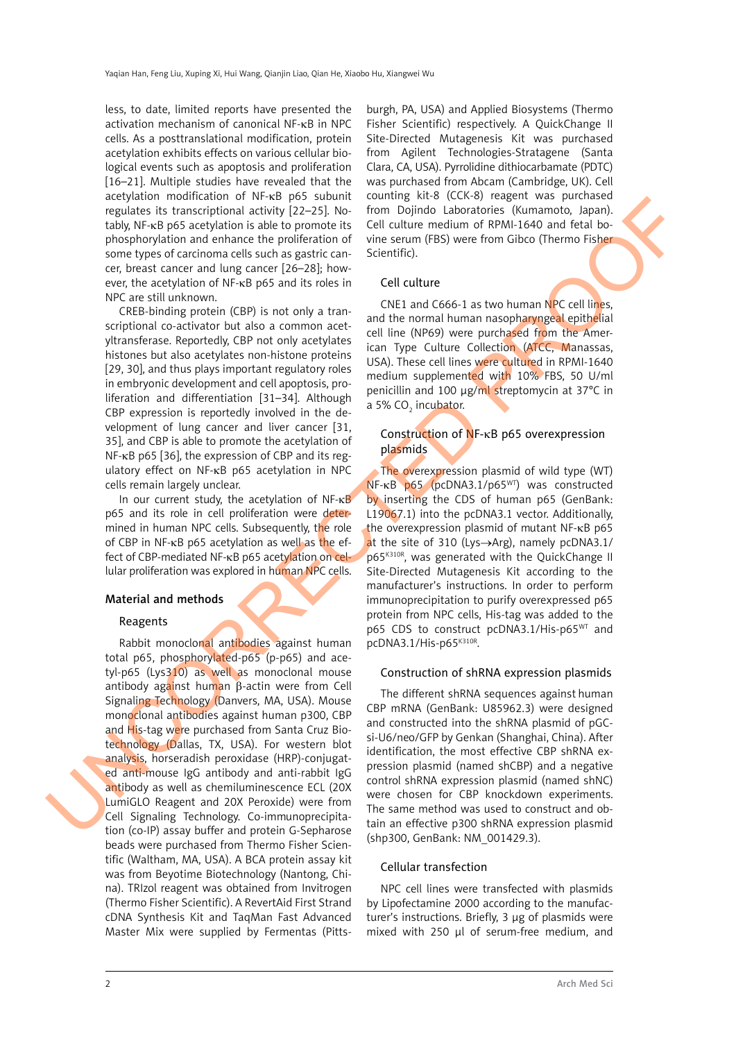less, to date, limited reports have presented the activation mechanism of canonical NF-κB in NPC cells. As a posttranslational modification, protein acetylation exhibits effects on various cellular biological events such as apoptosis and proliferation [16–21]. Multiple studies have revealed that the acetylation modification of NF-κB p65 subunit regulates its transcriptional activity [22–25]. Notably, NF-κB p65 acetylation is able to promote its phosphorylation and enhance the proliferation of some types of carcinoma cells such as gastric cancer, breast cancer and lung cancer [26–28]; however, the acetylation of NF-κB p65 and its roles in NPC are still unknown.

CREB-binding protein (CBP) is not only a transcriptional co-activator but also a common acetyltransferase. Reportedly, CBP not only acetylates histones but also acetylates non-histone proteins [29, 30], and thus plays important regulatory roles in embryonic development and cell apoptosis, proliferation and differentiation [31–34]. Although CBP expression is reportedly involved in the development of lung cancer and liver cancer [31, 35], and CBP is able to promote the acetylation of NF-κB p65 [36], the expression of CBP and its regulatory effect on NF-κB p65 acetylation in NPC cells remain largely unclear.

In our current study, the acetylation of NF-κB p65 and its role in cell proliferation were determined in human NPC cells. Subsequently, the role of CBP in NF-κB p65 acetylation as well as the effect of CBP-mediated NF-κB p65 acetylation on cellular proliferation was explored in human NPC cells.

## Material and methods

### Reagents

Rabbit monoclonal antibodies against human total p65, phosphorylated-p65 (p-p65) and acetyl-p65 (Lys310) as well as monoclonal mouse antibody against human β-actin were from Cell Signaling Technology (Danvers, MA, USA). Mouse monoclonal antibodies against human p300, CBP and His-tag were purchased from Santa Cruz Biotechnology (Dallas, TX, USA). For western blot analysis, horseradish peroxidase (HRP)-conjugated anti-mouse IgG antibody and anti-rabbit IgG antibody as well as chemiluminescence ECL (20X LumiGLO Reagent and 20X Peroxide) were from Cell Signaling Technology. Co-immunoprecipitation (co-IP) assay buffer and protein G-Sepharose beads were purchased from Thermo Fisher Scientific (Waltham, MA, USA). A BCA protein assay kit was from Beyotime Biotechnology (Nantong, China). TRIzol reagent was obtained from Invitrogen (Thermo Fisher Scientific). A RevertAid First Strand cDNA Synthesis Kit and TaqMan Fast Advanced Master Mix were supplied by Fermentas (Pittsburgh, PA, USA) and Applied Biosystems (Thermo Fisher Scientific) respectively. A QuickChange II Site-Directed Mutagenesis Kit was purchased from Agilent Technologies-Stratagene (Santa Clara, CA, USA). Pyrrolidine dithiocarbamate (PDTC) was purchased from Abcam (Cambridge, UK). Cell counting kit-8 (CCK-8) reagent was purchased from Dojindo Laboratories (Kumamoto, Japan). Cell culture medium of RPMI-1640 and fetal bovine serum (FBS) were from Gibco (Thermo Fisher Scientific).

### Cell culture

CNE1 and C666-1 as two human NPC cell lines, and the normal human nasopharyngeal epithelial cell line (NP69) were purchased from the American Type Culture Collection (ATCC, Manassas, USA). These cell lines were cultured in RPMI-1640 medium supplemented with 10% FBS, 50 U/ml penicillin and 100 µg/ml streptomycin at 37°C in a 5% $CO_2$ incubator.

### Construction of NF-κB p65 overexpression plasmids

The overexpression plasmid of wild type (WT) NF-κB p65 (pcDNA3.1/p65$^{WT}$) was constructed by inserting the CDS of human p65 (GenBank: L19067.1) into the pcDNA3.1 vector. Additionally, the overexpression plasmid of mutant NF-κB p65 at the site of 310 (Lys→Arg), namely pcDNA3.1/p65$^{K310R}$, was generated with the QuickChange II Site-Directed Mutagenesis Kit according to the manufacturer's instructions. In order to perform immunoprecipitation to purify overexpressed p65 protein from NPC cells, His-tag was added to the p65 CDS to construct pcDNA3.1/His-p65$^{WT}$ and pcDNA3.1/His-p65$^{K310R}$.

### Construction of shRNA expression plasmids

The different shRNA sequences against human CBP mRNA (GenBank: U85962.3) were designed and constructed into the shRNA plasmid of pGCsi-U6/neo/GFP by Genkan (Shanghai, China). After identification, the most effective CBP shRNA expression plasmid (named shCBP) and a negative control shRNA expression plasmid (named shNC) were chosen for CBP knockdown experiments. The same method was used to construct and obtain an effective p300 shRNA expression plasmid (shp300, GenBank: NM_001429.3).

### Cellular transfection

NPC cell lines were transfected with plasmids by Lipofectamine 2000 according to the manufacturer's instructions. Briefly, 3 µg of plasmids were mixed with 250 µl of serum-free medium, and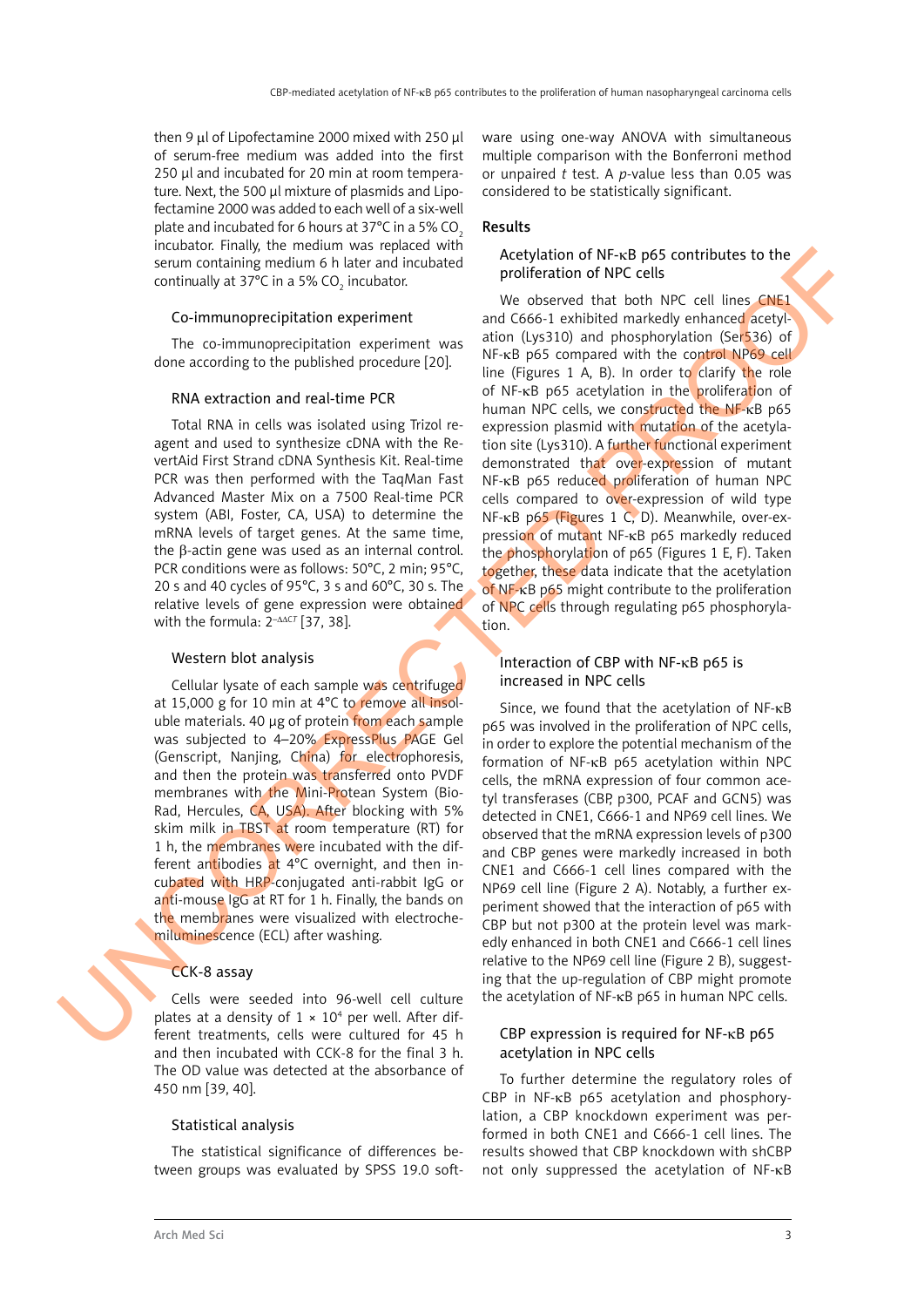then 9 μl of Lipofectamine 2000 mixed with 250 μl of serum-free medium was added into the first 250 μl and incubated for 20 min at room temperature. Next, the 500 μl mixture of plasmids and Lipofectamine 2000 was added to each well of a six-well plate and incubated for 6 hours at 37°C in a 5% $CO_2$ incubator. Finally, the medium was replaced with serum containing medium 6 h later and incubated continually at 37°C in a 5% $CO_2$ incubator.

### Co-immunoprecipitation experiment

The co-immunoprecipitation experiment was done according to the published procedure [20].

### RNA extraction and real-time PCR

Total RNA in cells was isolated using Trizol reagent and used to synthesize cDNA with the RevertAid First Strand cDNA Synthesis Kit. Real-time PCR was then performed with the TaqMan Fast Advanced Master Mix on a 7500 Real-time PCR system (ABI, Foster, CA, USA) to determine the mRNA levels of target genes. At the same time, the β-actin gene was used as an internal control. PCR conditions were as follows: 50°C, 2 min; 95°C, 20 s and 40 cycles of 95°C, 3 s and 60°C, 30 s. The relative levels of gene expression were obtained with the formula: $2^{-\Delta\Delta CT}$ [37, 38].

### Western blot analysis

Cellular lysate of each sample was centrifuged at 15,000 g for 10 min at 4°C to remove all insoluble materials. 40 μg of protein from each sample was subjected to 4–20% ExpressPlus PAGE Gel (Genscript, Nanjing, China) for electrophoresis, and then the protein was transferred onto PVDF membranes with the Mini-Protean System (Bio-Rad, Hercules, CA, USA). After blocking with 5% skim milk in TBST at room temperature (RT) for 1 h, the membranes were incubated with the different antibodies at 4°C overnight, and then incubated with HRP-conjugated anti-rabbit IgG or anti-mouse IgG at RT for 1 h. Finally, the bands on the membranes were visualized with electrochemiluminescence (ECL) after washing.

### CCK-8 assay

Cells were seeded into 96-well cell culture plates at a density of $1 \times 10^4$ per well. After different treatments, cells were cultured for 45 h and then incubated with CCK-8 for the final 3 h. The OD value was detected at the absorbance of 450 nm [39, 40].

### Statistical analysis

The statistical significance of differences between groups was evaluated by SPSS 19.0 software using one-way ANOVA with simultaneous multiple comparison with the Bonferroni method or unpaired *t* test. A *p*-value less than 0.05 was considered to be statistically significant.

## Results

### Acetylation of NF-κB p65 contributes to the proliferation of NPC cells

We observed that both NPC cell lines CNE1 and C666-1 exhibited markedly enhanced acetylation (Lys310) and phosphorylation (Ser536) of NF-κB p65 compared with the control NP69 cell line (Figures 1 A, B). In order to clarify the role of NF-κB p65 acetylation in the proliferation of human NPC cells, we constructed the NF-κB p65 expression plasmid with mutation of the acetylation site (Lys310). A further functional experiment demonstrated that over-expression of mutant NF-κB p65 reduced proliferation of human NPC cells compared to over-expression of wild type NF-κB p65 (Figures 1 C, D). Meanwhile, over-expression of mutant NF-κB p65 markedly reduced the phosphorylation of p65 (Figures 1 E, F). Taken together, these data indicate that the acetylation of NF-κB p65 might contribute to the proliferation of NPC cells through regulating p65 phosphorylation.

### Interaction of CBP with NF-κB p65 is increased in NPC cells

Since, we found that the acetylation of NF-κB p65 was involved in the proliferation of NPC cells, in order to explore the potential mechanism of the formation of NF-κB p65 acetylation within NPC cells, the mRNA expression of four common acetyl transferases (CBP, p300, PCAF and GCN5) was detected in CNE1, C666-1 and NP69 cell lines. We observed that the mRNA expression levels of p300 and CBP genes were markedly increased in both CNE1 and C666-1 cell lines compared with the NP69 cell line (Figure 2 A). Notably, a further experiment showed that the interaction of p65 with CBP but not p300 at the protein level was markedly enhanced in both CNE1 and C666-1 cell lines relative to the NP69 cell line (Figure 2 B), suggesting that the up-regulation of CBP might promote the acetylation of NF-κB p65 in human NPC cells.

### CBP expression is required for NF-κB p65 acetylation in NPC cells

To further determine the regulatory roles of CBP in NF-κB p65 acetylation and phosphorylation, a CBP knockdown experiment was performed in both CNE1 and C666-1 cell lines. The results showed that CBP knockdown with shCBP not only suppressed the acetylation of NF-κB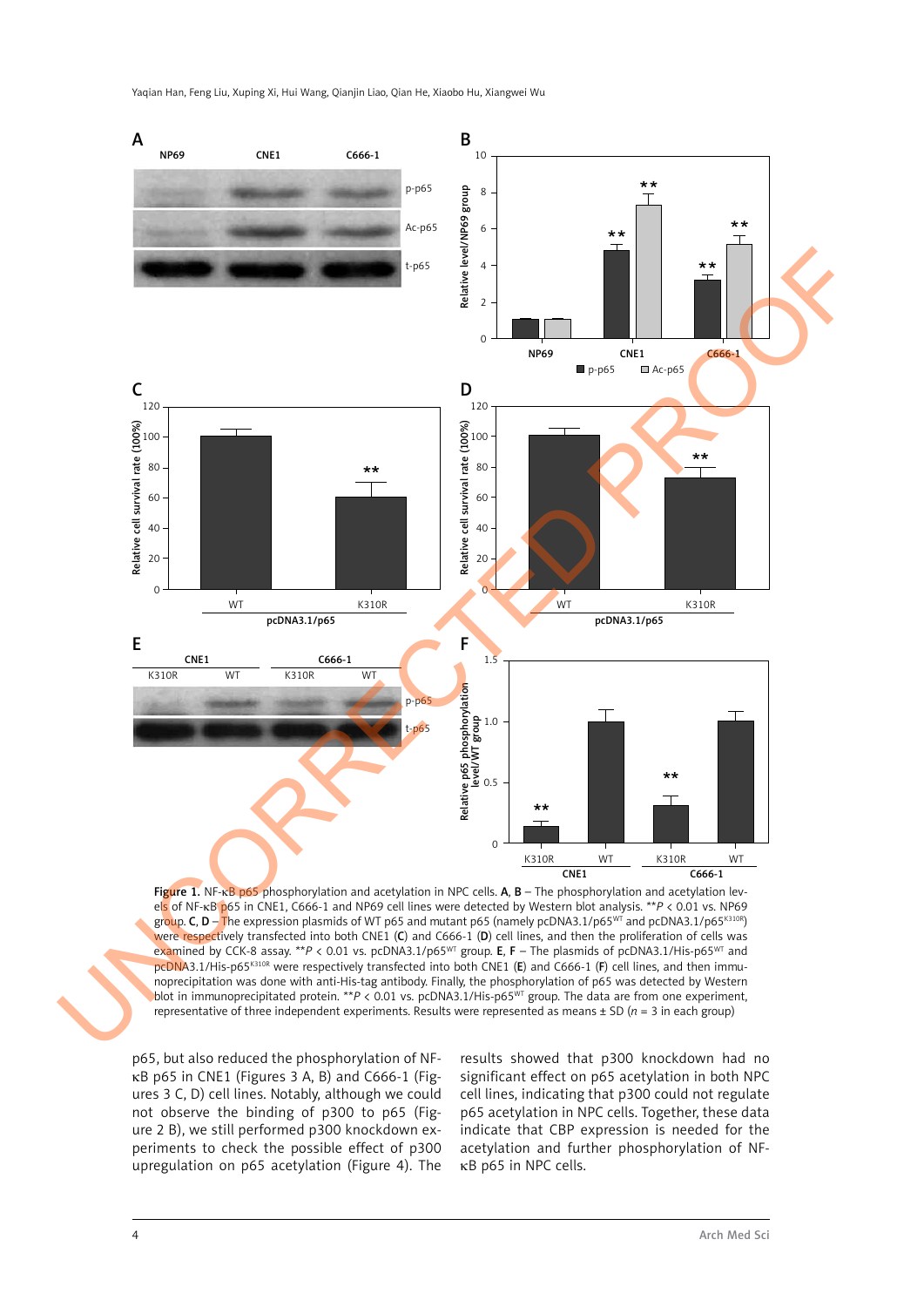Figure 1. NF-κB p65 phosphorylation and acetylation in NPC cells. **A**, **B** – The phosphorylation and acetylation levels of NF-κB p65 in CNE1, C666-1 and NP69 cell lines were detected by Western blot analysis. $^{**}P < 0.01$ vs. NP69 group. **C**, **D** – The expression plasmids of WT p65 and mutant p65 (namely pcDNA3.1/p65$^{WT}$ and pcDNA3.1/p65$^{K310R}$) were respectively transfected into both CNE1 (**C**) and C666-1 (**D**) cell lines, and then the proliferation of cells was examined by CCK-8 assay. $^{**}P < 0.01$ vs. pcDNA3.1/p65$^{WT}$ group. **E**, **F** – The plasmids of pcDNA3.1/His-p65$^{WT}$ and pcDNA3.1/His-p65$^{K310R}$ were respectively transfected into both CNE1 (**E**) and C666-1 (**F**) cell lines, and then immunoprecipitation was done with anti-His-tag antibody. Finally, the phosphorylation of p65 was detected by Western blot in immunoprecipitated protein. $^{**}P < 0.01$ vs. pcDNA3.1/His-p65$^{WT}$ group. The data are from one experiment, representative of three independent experiments. Results were represented as means ± SD ($n$ = 3 in each group)

p65, but also reduced the phosphorylation of NF-κB p65 in CNE1 (Figures 3 A, B) and C666-1 (Figures 3 C, D) cell lines. Notably, although we could not observe the binding of p300 to p65 (Figure 2 B), we still performed p300 knockdown experiments to check the possible effect of p300 upregulation on p65 acetylation (Figure 4). The results showed that p300 knockdown had no significant effect on p65 acetylation in both NPC cell lines, indicating that p300 could not regulate p65 acetylation in NPC cells. Together, these data indicate that CBP expression is needed for the acetylation and further phosphorylation of NF-κB p65 in NPC cells.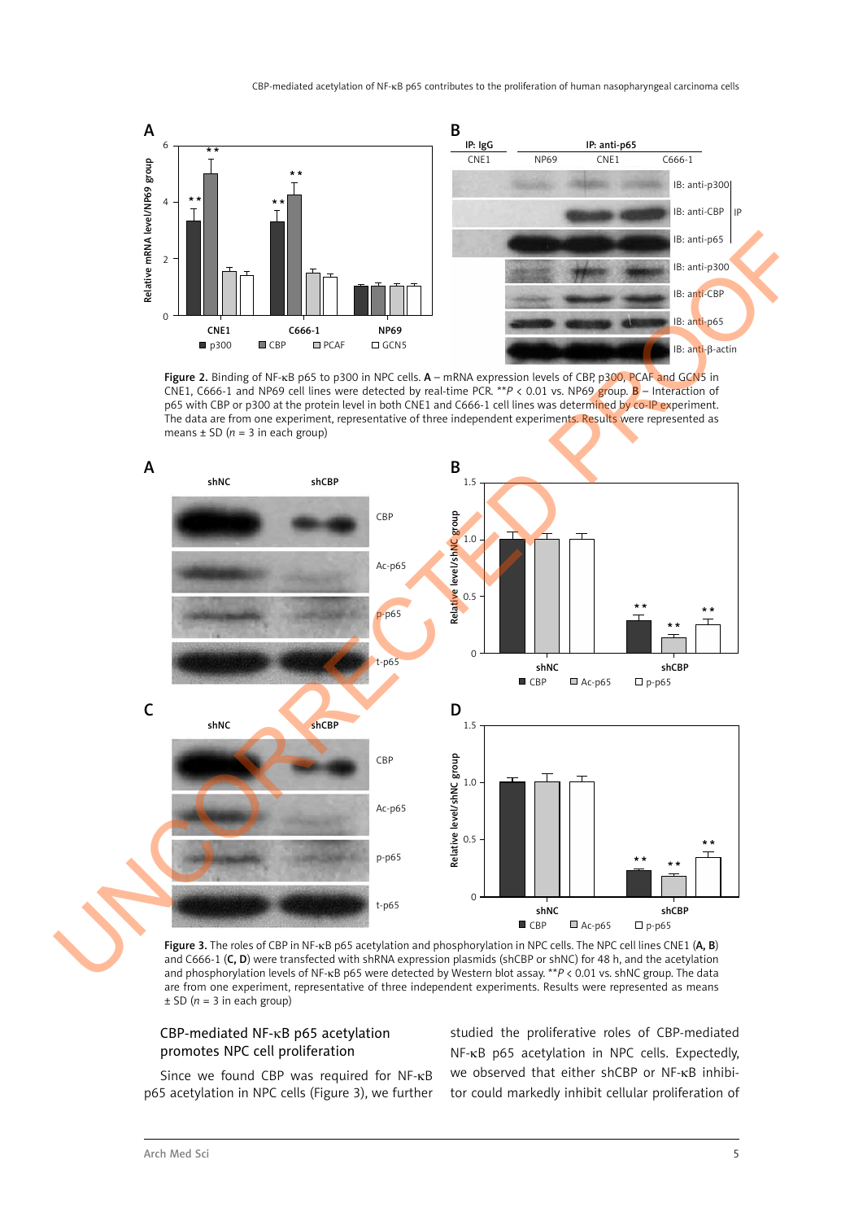Figure 2. Binding of NF-κB p65 to p300 in NPC cells. **A** – mRNA expression levels of CBP, p300, PCAF and GCN5 in CNE1, C666-1 and NP69 cell lines were detected by real-time PCR. ***P* < 0.01 vs. NP69 group. **B** – Interaction of p65 with CBP or p300 at the protein level in both CNE1 and C666-1 cell lines was determined by co-IP experiment. The data are from one experiment, representative of three independent experiments. Results were represented as means ± SD (*n* = 3 in each group)

Figure 3. The roles of CBP in NF-κB p65 acetylation and phosphorylation in NPC cells. The NPC cell lines CNE1 (**A, B**) and C666-1 (**C, D**) were transfected with shRNA expression plasmids (shCBP or shNC) for 48 h, and the acetylation and phosphorylation levels of NF-κB p65 were detected by Western blot assay. ***P* < 0.01 vs. shNC group. The data are from one experiment, representative of three independent experiments. Results were represented as means ± SD (*n* = 3 in each group)

### CBP-mediated NF-κB p65 acetylation promotes NPC cell proliferation

Since we found CBP was required for NF-κB p65 acetylation in NPC cells (Figure 3), we further studied the proliferative roles of CBP-mediated NF-κB p65 acetylation in NPC cells. Expectedly, we observed that either shCBP or NF-κB inhibitor could markedly inhibit cellular proliferation of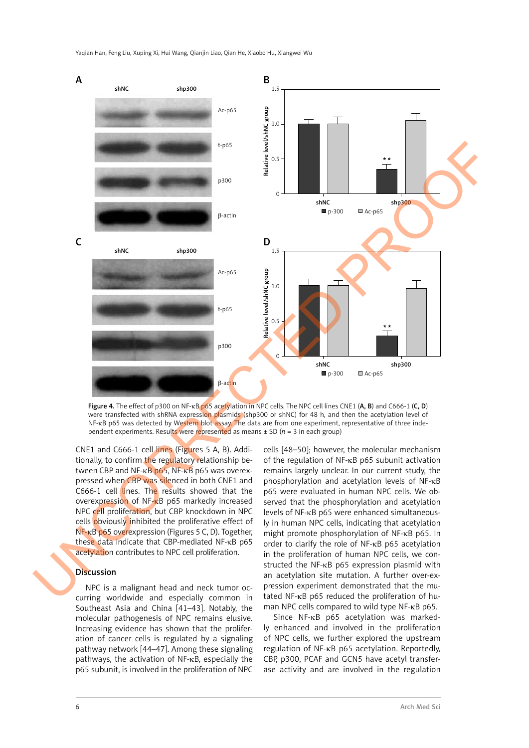Figure 4. The effect of p300 on NF-κB p65 acetylation in NPC cells. The NPC cell lines CNE1 (**A**, **B**) and C666-1 (**C**, **D**) were transfected with shRNA expression plasmids (shp300 or shNC) for 48 h, and then the acetylation level of NF-κB p65 was detected by Western blot assay. The data are from one experiment, representative of three independent experiments. Results were represented as means ± SD ($n$ = 3 in each group)

CNE1 and C666-1 cell lines (Figures 5 A, B). Additionally, to confirm the regulatory relationship between CBP and NF-κB p65, NF-κB p65 was overexpressed when CBP was silenced in both CNE1 and C666-1 cell lines. The results showed that the overexpression of NF-κB p65 markedly increased NPC cell proliferation, but CBP knockdown in NPC cells obviously inhibited the proliferative effect of NF-κB p65 overexpression (Figures 5 C, D). Together, these data indicate that CBP-mediated NF-κB p65 acetylation contributes to NPC cell proliferation.

## Discussion

NPC is a malignant head and neck tumor occurring worldwide and especially common in Southeast Asia and China [41–43]. Notably, the molecular pathogenesis of NPC remains elusive. Increasing evidence has shown that the proliferation of cancer cells is regulated by a signaling pathway network [44–47]. Among these signaling pathways, the activation of NF-κB, especially the p65 subunit, is involved in the proliferation of NPC cells [48–50]; however, the molecular mechanism of the regulation of NF-κB p65 subunit activation remains largely unclear. In our current study, the phosphorylation and acetylation levels of NF-κB p65 were evaluated in human NPC cells. We observed that the phosphorylation and acetylation levels of NF-κB p65 were enhanced simultaneously in human NPC cells, indicating that acetylation might promote phosphorylation of NF-κB p65. In order to clarify the role of NF-κB p65 acetylation in the proliferation of human NPC cells, we constructed the NF-κB p65 expression plasmid with an acetylation site mutation. A further over-expression experiment demonstrated that the mutated NF-κB p65 reduced the proliferation of human NPC cells compared to wild type NF-κB p65.

Since NF-κB p65 acetylation was markedly enhanced and involved in the proliferation of NPC cells, we further explored the upstream regulation of NF-κB p65 acetylation. Reportedly, CBP, p300, PCAF and GCN5 have acetyl transferase activity and are involved in the regulation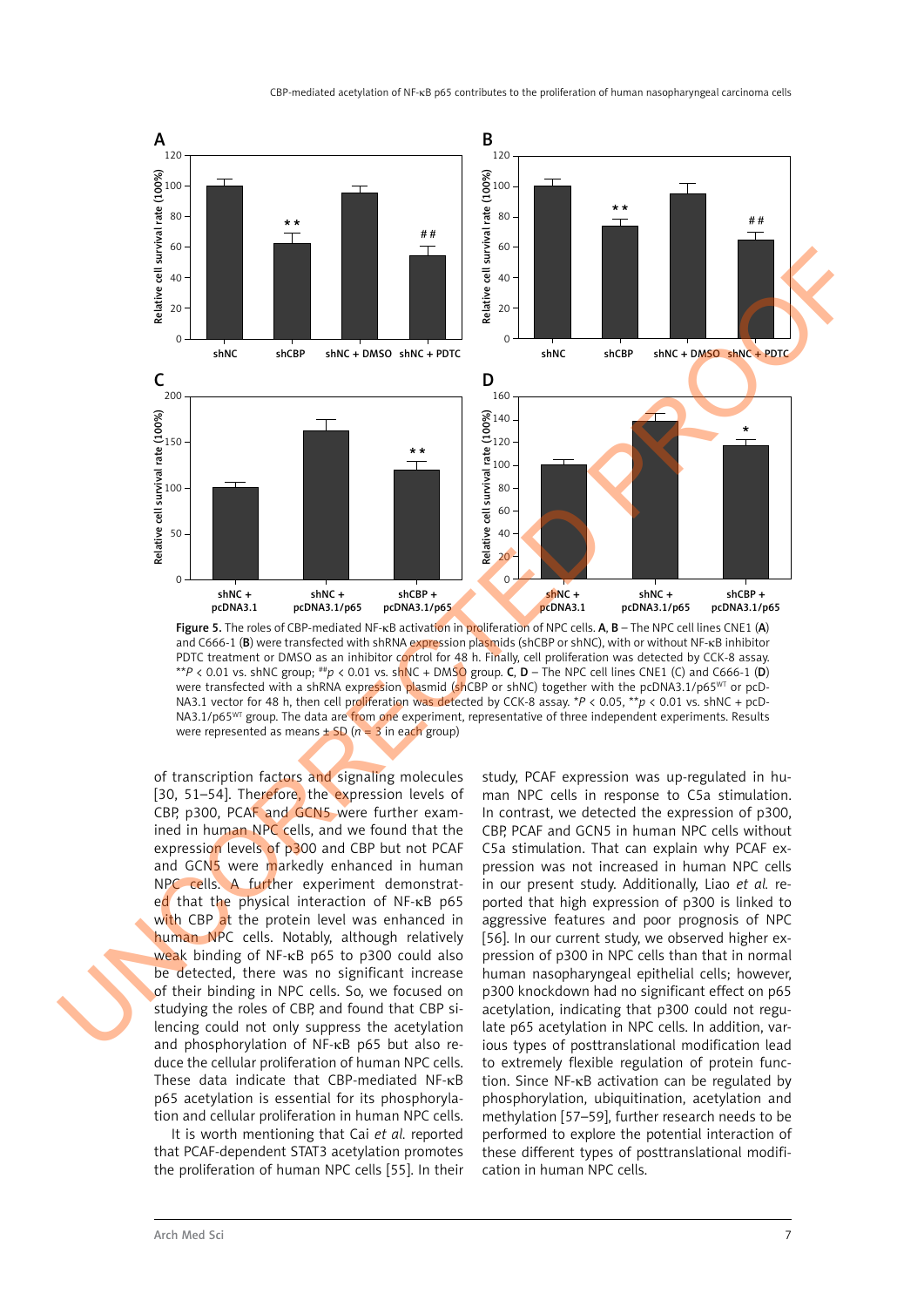**Figure 5.** The roles of CBP-mediated NF-κB activation in proliferation of NPC cells. **A**, **B** – The NPC cell lines CNE1 (**A**) and C666-1 (**B**) were transfected with shRNA expression plasmids (shCBP or shNC), with or without NF-κB inhibitor PDTC treatment or DMSO as an inhibitor control for 48 h. Finally, cell proliferation was detected by CCK-8 assay. $^{**}P < 0.01$ vs. shNC group; $^{\#\#}p < 0.01$ vs. shNC + DMSO group. **C**, **D** – The NPC cell lines CNE1 (C) and C666-1 (**D**) were transfected with a shRNA expression plasmid (shCBP or shNC) together with the pcDNA3.1/p65$^{WT}$ or pcDNA3.1 vector for 48 h, then cell proliferation was detected by CCK-8 assay. $^{*}P < 0.05$, $^{**}p < 0.01$ vs. shNC + pcDNA3.1/p65$^{WT}$ group. The data are from one experiment, representative of three independent experiments. Results were represented as means ± SD ($n = 3$ in each group)

of transcription factors and signaling molecules [30, 51–54]. Therefore, the expression levels of CBP, p300, PCAF and GCN5 were further examined in human NPC cells, and we found that the expression levels of p300 and CBP but not PCAF and GCN5 were markedly enhanced in human NPC cells. A further experiment demonstrated that the physical interaction of NF-κB p65 with CBP at the protein level was enhanced in human NPC cells. Notably, although relatively weak binding of NF-κB p65 to p300 could also be detected, there was no significant increase of their binding in NPC cells. So, we focused on studying the roles of CBP, and found that CBP silencing could not only suppress the acetylation and phosphorylation of NF-κB p65 but also reduce the cellular proliferation of human NPC cells. These data indicate that CBP-mediated NF-κB p65 acetylation is essential for its phosphorylation and cellular proliferation in human NPC cells.

It is worth mentioning that Cai *et al.* reported that PCAF-dependent STAT3 acetylation promotes the proliferation of human NPC cells [55]. In their study, PCAF expression was up-regulated in human NPC cells in response to C5a stimulation. In contrast, we detected the expression of p300, CBP, PCAF and GCN5 in human NPC cells without C5a stimulation. That can explain why PCAF expression was not increased in human NPC cells in our present study. Additionally, Liao *et al.* reported that high expression of p300 is linked to aggressive features and poor prognosis of NPC [56]. In our current study, we observed higher expression of p300 in NPC cells than that in normal human nasopharyngeal epithelial cells; however, p300 knockdown had no significant effect on p65 acetylation, indicating that p300 could not regulate p65 acetylation in NPC cells. In addition, various types of posttranslational modification lead to extremely flexible regulation of protein function. Since NF-κB activation can be regulated by phosphorylation, ubiquitination, acetylation and methylation [57–59], further research needs to be performed to explore the potential interaction of these different types of posttranslational modification in human NPC cells.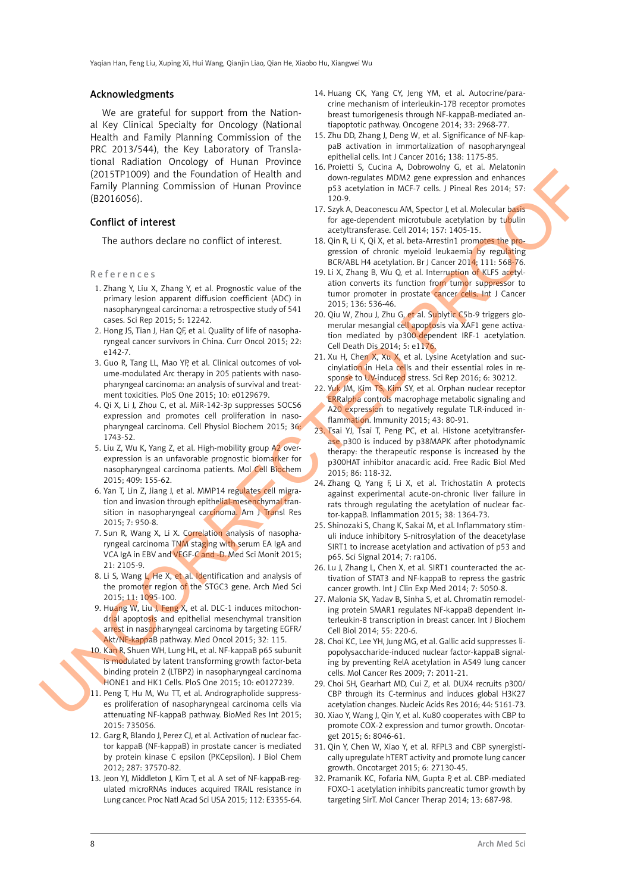## Acknowledgments

We are grateful for support from the National Key Clinical Specialty for Oncology (National Health and Family Planning Commission of the PRC 2013/544), the Key Laboratory of Translational Radiation Oncology of Hunan Province (2015TP1009) and the Foundation of Health and Family Planning Commission of Hunan Province (B2016056).

## Conflict of interest

The authors declare no conflict of interest.

## References

1. Zhang Y, Liu X, Zhang Y, et al. Prognostic value of the primary lesion apparent diffusion coefficient (ADC) in nasopharyngeal carcinoma: a retrospective study of 541 cases. Sci Rep 2015; 5: 12242.
2. Hong JS, Tian J, Han QF, et al. Quality of life of nasopharyngeal cancer survivors in China. Curr Oncol 2015; 22: e142-7.
3. Guo R, Tang LL, Mao YP, et al. Clinical outcomes of volume-modulated Arc therapy in 205 patients with nasopharyngeal carcinoma: an analysis of survival and treatment toxicities. PloS One 2015; 10: e0129679.
4. Qi X, Li J, Zhou C, et al. MiR-142-3p suppresses SOCS6 expression and promotes cell proliferation in nasopharyngeal carcinoma. Cell Physiol Biochem 2015; 36: 1743-52.
5. Liu Z, Wu K, Yang Z, et al. High-mobility group A2 overexpression is an unfavorable prognostic biomarker for nasopharyngeal carcinoma patients. Mol Cell Biochem 2015; 409: 155-62.
6. Yan T, Lin Z, Jiang J, et al. MMP14 regulates cell migration and invasion through epithelial-mesenchymal transition in nasopharyngeal carcinoma. Am J Transl Res 2015; 7: 950-8.
7. Sun R, Wang X, Li X. Correlation analysis of nasopharyngeal carcinoma TNM staging with serum EA IgA and VCA IgA in EBV and VEGF-C and -D. Med Sci Monit 2015; 21: 2105-9.
8. Li S, Wang L, He X, et al. Identification and analysis of the promoter region of the STGC3 gene. Arch Med Sci 2015; 11: 1095-100.
9. Huang W, Liu J, Feng X, et al. DLC-1 induces mitochondrial apoptosis and epithelial mesenchymal transition arrest in nasopharyngeal carcinoma by targeting EGFR/Akt/NF-kappaB pathway. Med Oncol 2015; 32: 115.
10. Kan R, Shuen WH, Lung HL, et al. NF-kappaB p65 subunit is modulated by latent transforming growth factor-beta binding protein 2 (LTBP2) in nasopharyngeal carcinoma HONE1 and HK1 Cells. PloS One 2015; 10: e0127239.
11. Peng T, Hu M, Wu TT, et al. Andrographolide suppresses proliferation of nasopharyngeal carcinoma cells via attenuating NF-kappaB pathway. BioMed Res Int 2015; 2015: 735056.
12. Garg R, Blando J, Perez CJ, et al. Activation of nuclear factor kappaB (NF-kappaB) in prostate cancer is mediated by protein kinase C epsilon (PKCepsilon). J Biol Chem 2012; 287: 37570-82.
13. Jeon YJ, Middleton J, Kim T, et al. A set of NF-kappaB-regulated microRNAs induces acquired TRAIL resistance in Lung cancer. Proc Natl Acad Sci USA 2015; 112: E3355-64.
14. Huang CK, Yang CY, Jeng YM, et al. Autocrine/paracrine mechanism of interleukin-17B receptor promotes breast tumorigenesis through NF-kappaB-mediated antiapoptotic pathway. Oncogene 2014; 33: 2968-77.
15. Zhu DD, Zhang J, Deng W, et al. Significance of NF-kappaB activation in immortalization of nasopharyngeal epithelial cells. Int J Cancer 2016; 138: 1175-85.
16. Proietti S, Cucina A, Dobrowolny G, et al. Melatonin down-regulates MDM2 gene expression and enhances p53 acetylation in MCF-7 cells. J Pineal Res 2014; 57: 120-9.
17. Szyk A, Deaconescu AM, Spector J, et al. Molecular basis for age-dependent microtubule acetylation by tubulin acetyltransferase. Cell 2014; 157: 1405-15.
18. Qin R, Li K, Qi X, et al. beta-Arrestin1 promotes the progression of chronic myeloid leukaemia by regulating BCR/ABL H4 acetylation. Br J Cancer 2014; 111: 568-76.
19. Li X, Zhang B, Wu Q, et al. Interruption of KLF5 acetylation converts its function from tumor suppressor to tumor promoter in prostate cancer cells. Int J Cancer 2015; 136: 536-46.
20. Qiu W, Zhou J, Zhu G, et al. Sublytic C5b-9 triggers glomerular mesangial cell apoptosis via XAF1 gene activation mediated by p300-dependent IRF-1 acetylation. Cell Death Dis 2014; 5: e1176.
21. Xu H, Chen X, Xu X, et al. Lysine Acetylation and succinylation in HeLa cells and their essential roles in response to UV-induced stress. Sci Rep 2016; 6: 30212.
22. Yuk JM, Kim TS, Kim SY, et al. Orphan nuclear receptor ERRalpha controls macrophage metabolic signaling and A20 expression to negatively regulate TLR-induced inflammation. Immunity 2015; 43: 80-91.
23. Tsai YJ, Tsai T, Peng PC, et al. Histone acetyltransferase p300 is induced by p38MAPK after photodynamic therapy: the therapeutic response is increased by the p300HAT inhibitor anacardic acid. Free Radic Biol Med 2015; 86: 118-32.
24. Zhang Q, Yang F, Li X, et al. Trichostatin A protects against experimental acute-on-chronic liver failure in rats through regulating the acetylation of nuclear factor-kappaB. Inflammation 2015; 38: 1364-73.
25. Shinozaki S, Chang K, Sakai M, et al. Inflammatory stimuli induce inhibitory S-nitrosylation of the deacetylase SIRT1 to increase acetylation and activation of p53 and p65. Sci Signal 2014; 7: ra106.
26. Lu J, Zhang L, Chen X, et al. SIRT1 counteracted the activation of STAT3 and NF-kappaB to repress the gastric cancer growth. Int J Clin Exp Med 2014; 7: 5050-8.
27. Malonia SK, Yadav B, Sinha S, et al. Chromatin remodeling protein SMAR1 regulates NF-kappaB dependent Interleukin-8 transcription in breast cancer. Int J Biochem Cell Biol 2014; 55: 220-6.
28. Choi KC, Lee YH, Jung MG, et al. Gallic acid suppresses lipopolysaccharide-induced nuclear factor-kappaB signaling by preventing RelA acetylation in A549 lung cancer cells. Mol Cancer Res 2009; 7: 2011-21.
29. Choi SH, Gearhart MD, Cui Z, et al. DUX4 recruits p300/CBP through its C-terminus and induces global H3K27 acetylation changes. Nucleic Acids Res 2016; 44: 5161-73.
30. Xiao Y, Wang J, Qin Y, et al. Ku80 cooperates with CBP to promote COX-2 expression and tumor growth. Oncotarget 2015; 6: 8046-61.
31. Qin Y, Chen W, Xiao Y, et al. RFPL3 and CBP synergistically upregulate hTERT activity and promote lung cancer growth. Oncotarget 2015; 6: 27130-45.
32. Pramanik KC, Fofaria NM, Gupta P, et al. CBP-mediated FOXO-1 acetylation inhibits pancreatic tumor growth by targeting SirT. Mol Cancer Therap 2014; 13: 687-98.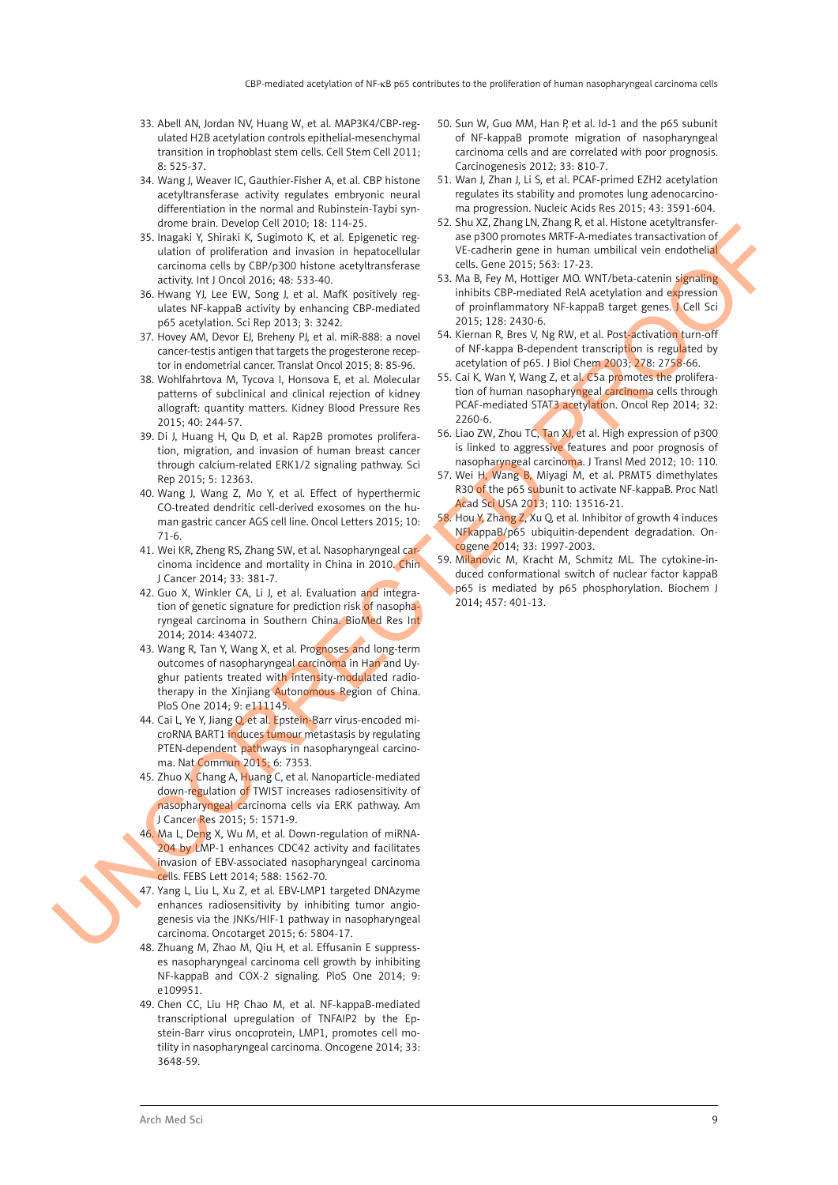33. Abell AN, Jordan NV, Huang W, et al. MAP3K4/CBP-regulated H2B acetylation controls epithelial-mesenchymal transition in trophoblast stem cells. Cell Stem Cell 2011; 8: 525-37.
34. Wang J, Weaver IC, Gauthier-Fisher A, et al. CBP histone acetyltransferase activity regulates embryonic neural differentiation in the normal and Rubinstein-Taybi syndrome brain. Develop Cell 2010; 18: 114-25.
35. Inagaki Y, Shiraki K, Sugimoto K, et al. Epigenetic regulation of proliferation and invasion in hepatocellular carcinoma cells by CBP/p300 histone acetyltransferase activity. Int J Oncol 2016; 48: 533-40.
36. Hwang YJ, Lee EW, Song J, et al. MafK positively regulates NF-kappaB activity by enhancing CBP-mediated p65 acetylation. Sci Rep 2013; 3: 3242.
37. Hovey AM, Devor EJ, Breheny PJ, et al. miR-888: a novel cancer-testis antigen that targets the progesterone receptor in endometrial cancer. Translat Oncol 2015; 8: 85-96.
38. Wohlfahrtova M, Tycova I, Honsova E, et al. Molecular patterns of subclinical and clinical rejection of kidney allograft: quantity matters. Kidney Blood Pressure Res 2015; 40: 244-57.
39. Di J, Huang H, Qu D, et al. Rap2B promotes proliferation, migration, and invasion of human breast cancer through calcium-related ERK1/2 signaling pathway. Sci Rep 2015; 5: 12363.
40. Wang J, Wang Z, Mo Y, et al. Effect of hyperthermic CO-treated dendritic cell-derived exosomes on the human gastric cancer AGS cell line. Oncol Letters 2015; 10: 71-6.
41. Wei KR, Zheng RS, Zhang SW, et al. Nasopharyngeal carcinoma incidence and mortality in China in 2010. Chin J Cancer 2014; 33: 381-7.
42. Guo X, Winkler CA, Li J, et al. Evaluation and integration of genetic signature for prediction risk of nasopharyngeal carcinoma in Southern China. BioMed Res Int 2014; 2014: 434072.
43. Wang R, Tan Y, Wang X, et al. Prognoses and long-term outcomes of nasopharyngeal carcinoma in Han and Uyghur patients treated with intensity-modulated radiotherapy in the Xinjiang Autonomous Region of China. PloS One 2014; 9: e111145.
44. Cai L, Ye Y, Jiang Q, et al. Epstein-Barr virus-encoded microRNA BART1 induces tumour metastasis by regulating PTEN-dependent pathways in nasopharyngeal carcinoma. Nat Commun 2015; 6: 7353.
45. Zhuo X, Chang A, Huang C, et al. Nanoparticle-mediated down-regulation of TWIST increases radiosensitivity of nasopharyngeal carcinoma cells via ERK pathway. Am J Cancer Res 2015; 5: 1571-9.
46. Ma L, Deng X, Wu M, et al. Down-regulation of miRNA-204 by LMP-1 enhances CDC42 activity and facilitates invasion of EBV-associated nasopharyngeal carcinoma cells. FEBS Lett 2014; 588: 1562-70.
47. Yang L, Liu L, Xu Z, et al. EBV-LMP1 targeted DNAzyme enhances radiosensitivity by inhibiting tumor angiogenesis via the JNKs/HIF-1 pathway in nasopharyngeal carcinoma. Oncotarget 2015; 6: 5804-17.
48. Zhuang M, Zhao M, Qiu H, et al. Effusanin E suppresses nasopharyngeal carcinoma cell growth by inhibiting NF-kappaB and COX-2 signaling. PloS One 2014; 9: e109951.
49. Chen CC, Liu HP, Chao M, et al. NF-kappaB-mediated transcriptional upregulation of TNFAIP2 by the Epstein-Barr virus oncoprotein, LMP1, promotes cell motility in nasopharyngeal carcinoma. Oncogene 2014; 33: 3648-59.
50. Sun W, Guo MM, Han P, et al. Id-1 and the p65 subunit of NF-kappaB promote migration of nasopharyngeal carcinoma cells and are correlated with poor prognosis. Carcinogenesis 2012; 33: 810-7.
51. Wan J, Zhan J, Li S, et al. PCAF-primed EZH2 acetylation regulates its stability and promotes lung adenocarcinoma progression. Nucleic Acids Res 2015; 43: 3591-604.
52. Shu XZ, Zhang LN, Zhang R, et al. Histone acetyltransferase p300 promotes MRTF-A-mediates transactivation of VE-cadherin gene in human umbilical vein endothelial cells. Gene 2015; 563: 17-23.
53. Ma B, Fey M, Hottiger MO. WNT/beta-catenin signaling inhibits CBP-mediated RelA acetylation and expression of proinflammatory NF-kappaB target genes. J Cell Sci 2015; 128: 2430-6.
54. Kiernan R, Bres V, Ng RW, et al. Post-activation turn-off of NF-kappa B-dependent transcription is regulated by acetylation of p65. J Biol Chem 2003; 278: 2758-66.
55. Cai K, Wan Y, Wang Z, et al. C5a promotes the proliferation of human nasopharyngeal carcinoma cells through PCAF-mediated STAT3 acetylation. Oncol Rep 2014; 32: 2260-6.
56. Liao ZW, Zhou TC, Tan XJ, et al. High expression of p300 is linked to aggressive features and poor prognosis of nasopharyngeal carcinoma. J Transl Med 2012; 10: 110.
57. Wei H, Wang B, Miyagi M, et al. PRMT5 dimethylates R30 of the p65 subunit to activate NF-kappaB. Proc Natl Acad Sci USA 2013; 110: 13516-21.
58. Hou Y, Zhang Z, Xu Q, et al. Inhibitor of growth 4 induces NFkappaB/p65 ubiquitin-dependent degradation. Oncogene 2014; 33: 1997-2003.
59. Milanovic M, Kracht M, Schmitz ML. The cytokine-induced conformational switch of nuclear factor kappaB p65 is mediated by p65 phosphorylation. Biochem J 2014; 457: 401-13.